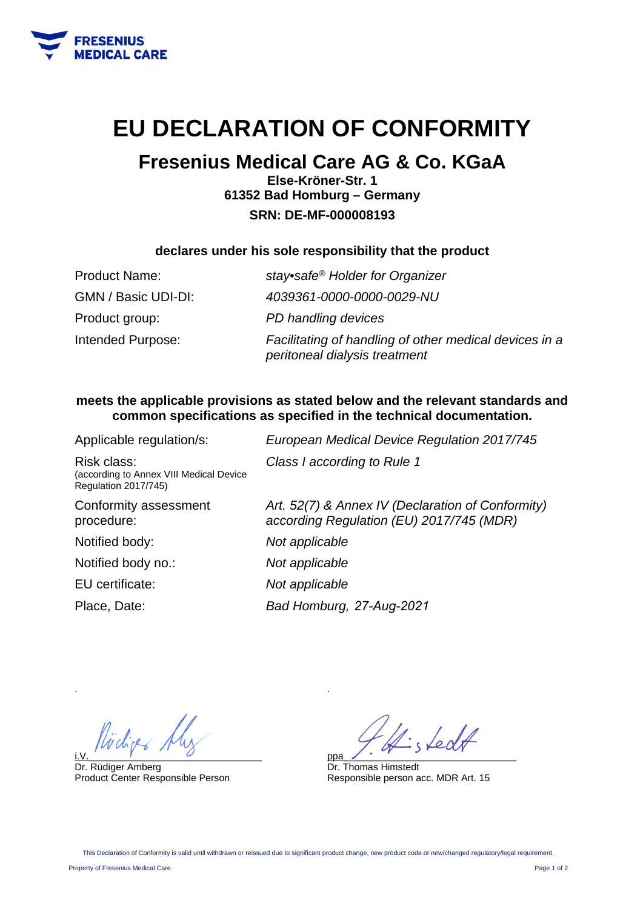# EU DECLARATION OF CONFORMITY

## Fresenius Medical Care AG & Co. KGaA

**Else-Kröner-Str. 1**
**61352 Bad Homburg – Germany**
**SRN: DE-MF-000008193**

**declares under his sole responsibility that the product**

| | |
|---|---|
| Product Name: | *stay•safe® Holder for Organizer* |
| GMN / Basic UDI-DI: | *4039361-0000-0000-0029-NU* |
| Product group: | *PD handling devices* |
| Intended Purpose: | *Facilitating of handling of other medical devices in a peritoneal dialysis treatment* |

**meets the applicable provisions as stated below and the relevant standards and common specifications as specified in the technical documentation.**

| | |
|---|---|
| Applicable regulation/s: | *European Medical Device Regulation 2017/745* |
| Risk class: (according to Annex VIII Medical Device Regulation 2017/745) | *Class I according to Rule 1* |
| Conformity assessment procedure: | *Art. 52(7) & Annex IV (Declaration of Conformity) according Regulation (EU) 2017/745 (MDR)* |
| Notified body: | *Not applicable* |
| Notified body no.: | *Not applicable* |
| EU certificate: | *Not applicable* |
| Place, Date: | *Bad Homburg, 27-Aug-2021* |

i.V. ______________________
Dr. Rüdiger Amberg
Product Center Responsible Person

ppa ______________________
Dr. Thomas Himstedt
Responsible person acc. MDR Art. 15

This Declaration of Conformity is valid until withdrawn or reissued due to significant product change, new product code or new/changed regulatory/legal requirement.

Property of Fresenius Medical Care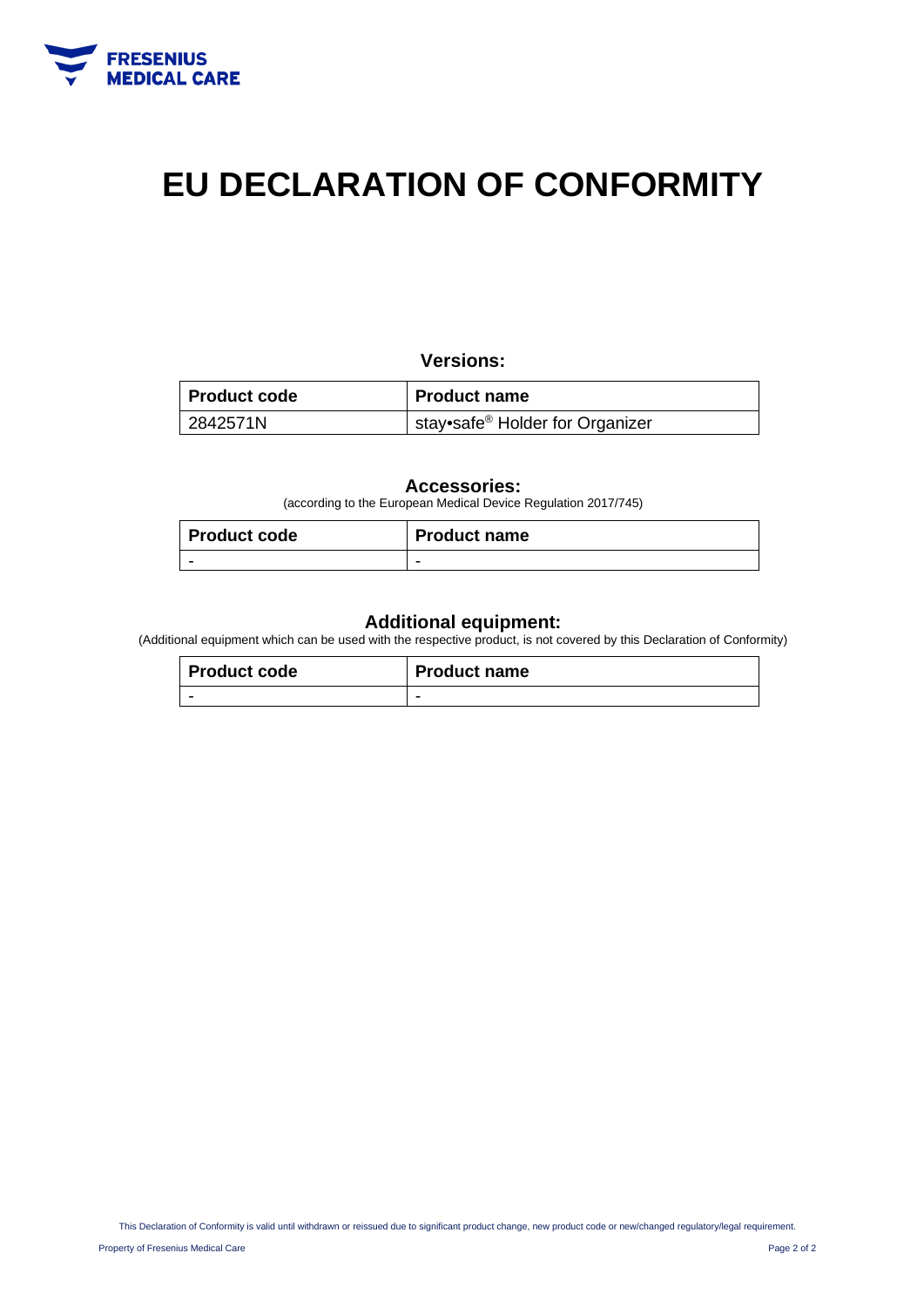# EU DECLARATION OF CONFORMITY

## Versions:

| Product code | Product name |
|---|---|
| 2842571N | stay•safe® Holder for Organizer |

## Accessories:

(according to the European Medical Device Regulation 2017/745)

| Product code | Product name |
|---|---|
| - | - |

## Additional equipment:

(Additional equipment which can be used with the respective product, is not covered by this Declaration of Conformity)

| Product code | Product name |
|---|---|
| - | - |

This Declaration of Conformity is valid until withdrawn or reissued due to significant product change, new product code or new/changed regulatory/legal requirement.

Property of Fresenius Medical Care